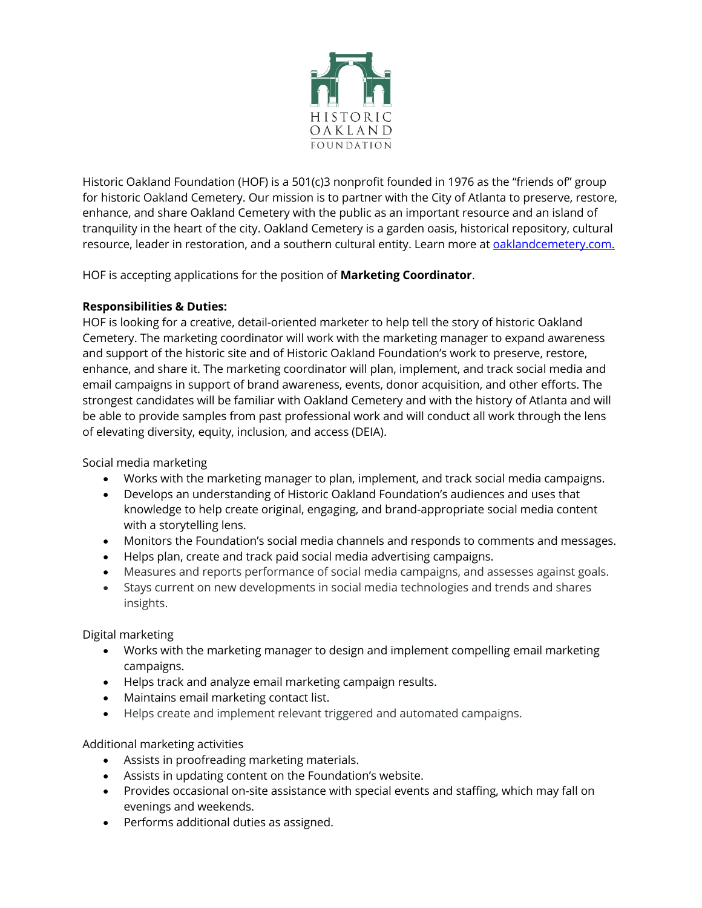HISTORIC OAKLAND FOUNDATION

Historic Oakland Foundation (HOF) is a 501(c)3 nonprofit founded in 1976 as the "friends of" group for historic Oakland Cemetery. Our mission is to partner with the City of Atlanta to preserve, restore, enhance, and share Oakland Cemetery with the public as an important resource and an island of tranquility in the heart of the city. Oakland Cemetery is a garden oasis, historical repository, cultural resource, leader in restoration, and a southern cultural entity. Learn more at [oaklandcemetery.com.](oaklandcemetery.com)

HOF is accepting applications for the position of **Marketing Coordinator**.

**Responsibilities & Duties:**
HOF is looking for a creative, detail-oriented marketer to help tell the story of historic Oakland Cemetery. The marketing coordinator will work with the marketing manager to expand awareness and support of the historic site and of Historic Oakland Foundation's work to preserve, restore, enhance, and share it. The marketing coordinator will plan, implement, and track social media and email campaigns in support of brand awareness, events, donor acquisition, and other efforts. The strongest candidates will be familiar with Oakland Cemetery and with the history of Atlanta and will be able to provide samples from past professional work and will conduct all work through the lens of elevating diversity, equity, inclusion, and access (DEIA).

Social media marketing

- Works with the marketing manager to plan, implement, and track social media campaigns.
- Develops an understanding of Historic Oakland Foundation's audiences and uses that knowledge to help create original, engaging, and brand-appropriate social media content with a storytelling lens.
- Monitors the Foundation's social media channels and responds to comments and messages.
- Helps plan, create and track paid social media advertising campaigns.
- Measures and reports performance of social media campaigns, and assesses against goals.
- Stays current on new developments in social media technologies and trends and shares insights.

Digital marketing

- Works with the marketing manager to design and implement compelling email marketing campaigns.
- Helps track and analyze email marketing campaign results.
- Maintains email marketing contact list.
- Helps create and implement relevant triggered and automated campaigns.

Additional marketing activities

- Assists in proofreading marketing materials.
- Assists in updating content on the Foundation's website.
- Provides occasional on-site assistance with special events and staffing, which may fall on evenings and weekends.
- Performs additional duties as assigned.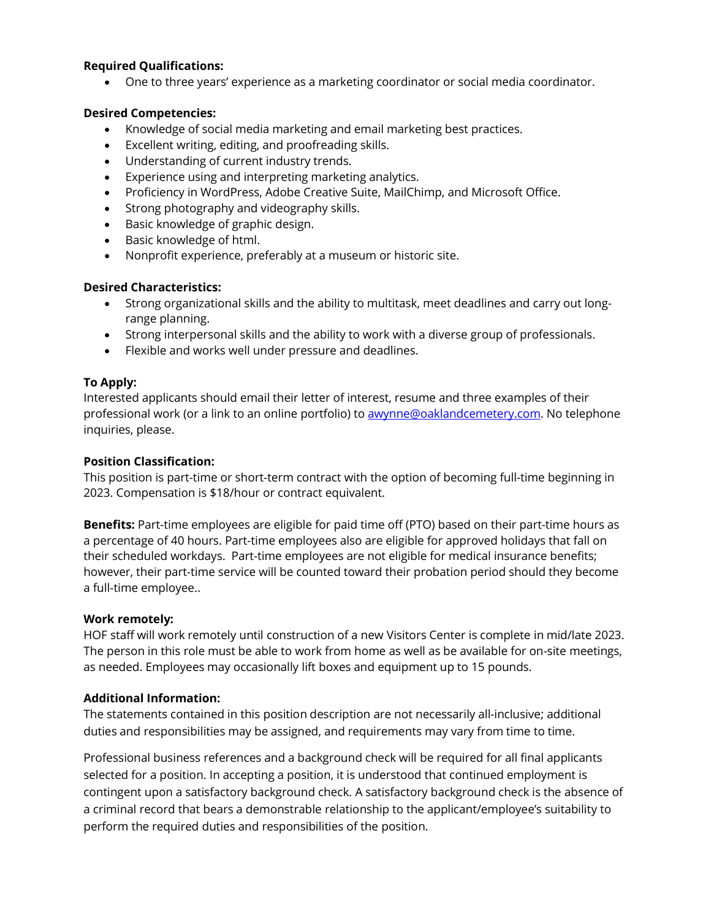**Required Qualifications:**

- One to three years' experience as a marketing coordinator or social media coordinator.

**Desired Competencies:**

- Knowledge of social media marketing and email marketing best practices.
- Excellent writing, editing, and proofreading skills.
- Understanding of current industry trends.
- Experience using and interpreting marketing analytics.
- Proficiency in WordPress, Adobe Creative Suite, MailChimp, and Microsoft Office.
- Strong photography and videography skills.
- Basic knowledge of graphic design.
- Basic knowledge of html.
- Nonprofit experience, preferably at a museum or historic site.

**Desired Characteristics:**

- Strong organizational skills and the ability to multitask, meet deadlines and carry out long-range planning.
- Strong interpersonal skills and the ability to work with a diverse group of professionals.
- Flexible and works well under pressure and deadlines.

**To Apply:**

Interested applicants should email their letter of interest, resume and three examples of their professional work (or a link to an online portfolio) to [awynne@oaklandcemetery.com](mailto:awynne@oaklandcemetery.com). No telephone inquiries, please.

**Position Classification:**

This position is part-time or short-term contract with the option of becoming full-time beginning in 2023. Compensation is $18/hour or contract equivalent.

**Benefits:** Part-time employees are eligible for paid time off (PTO) based on their part-time hours as a percentage of 40 hours. Part-time employees also are eligible for approved holidays that fall on their scheduled workdays. Part-time employees are not eligible for medical insurance benefits; however, their part-time service will be counted toward their probation period should they become a full-time employee..

**Work remotely:**

HOF staff will work remotely until construction of a new Visitors Center is complete in mid/late 2023. The person in this role must be able to work from home as well as be available for on-site meetings, as needed. Employees may occasionally lift boxes and equipment up to 15 pounds.

**Additional Information:**

The statements contained in this position description are not necessarily all-inclusive; additional duties and responsibilities may be assigned, and requirements may vary from time to time.

Professional business references and a background check will be required for all final applicants selected for a position. In accepting a position, it is understood that continued employment is contingent upon a satisfactory background check. A satisfactory background check is the absence of a criminal record that bears a demonstrable relationship to the applicant/employee's suitability to perform the required duties and responsibilities of the position.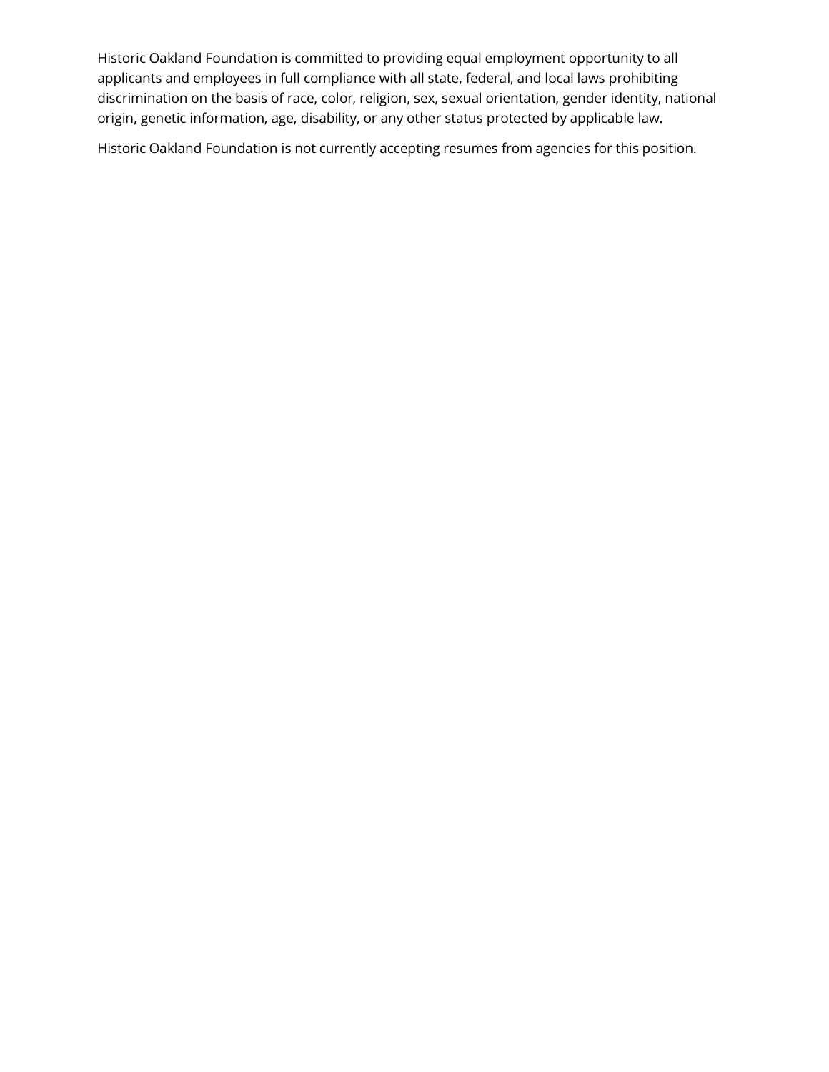Historic Oakland Foundation is committed to providing equal employment opportunity to all applicants and employees in full compliance with all state, federal, and local laws prohibiting discrimination on the basis of race, color, religion, sex, sexual orientation, gender identity, national origin, genetic information, age, disability, or any other status protected by applicable law.

Historic Oakland Foundation is not currently accepting resumes from agencies for this position.